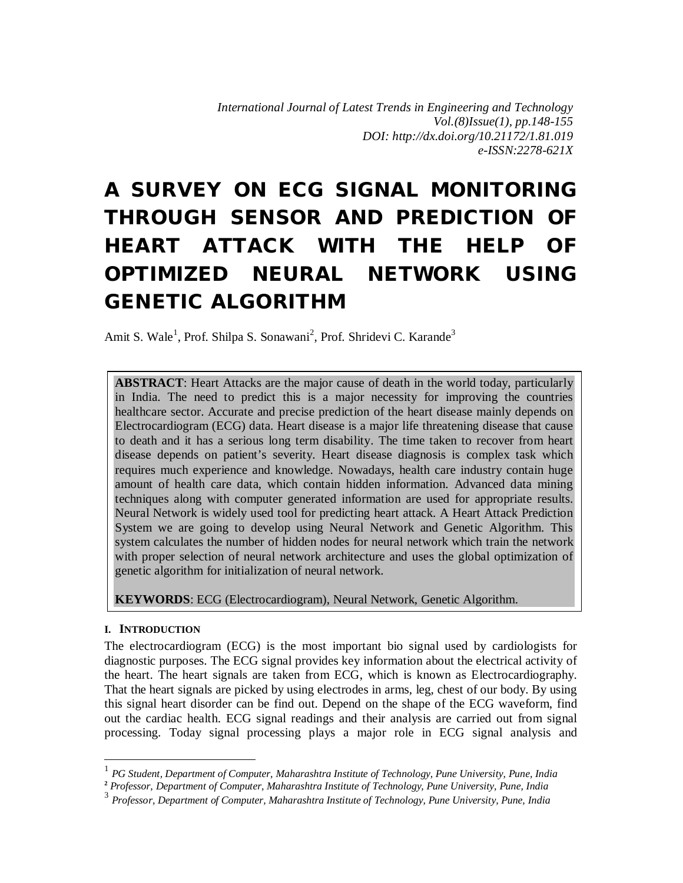# A SURVEY ON ECG SIGNAL MONITORING THROUGH SENSOR AND PREDICTION OF HEART ATTACK WITH THE HELP OF OPTIMIZED NEURAL NETWORK USING GENETIC ALGORITHM

Amit S. Wale[1], Prof. Shilpa S. Sonawani[2], Prof. Shridevi C. Karande[3]

**ABSTRACT**: Heart Attacks are the major cause of death in the world today, particularly in India. The need to predict this is a major necessity for improving the countries healthcare sector. Accurate and precise prediction of the heart disease mainly depends on Electrocardiogram (ECG) data. Heart disease is a major life threatening disease that cause to death and it has a serious long term disability. The time taken to recover from heart disease depends on patient's severity. Heart disease diagnosis is complex task which requires much experience and knowledge. Nowadays, health care industry contain huge amount of health care data, which contain hidden information. Advanced data mining techniques along with computer generated information are used for appropriate results. Neural Network is widely used tool for predicting heart attack. A Heart Attack Prediction System we are going to develop using Neural Network and Genetic Algorithm. This system calculates the number of hidden nodes for neural network which train the network with proper selection of neural network architecture and uses the global optimization of genetic algorithm for initialization of neural network.

**KEYWORDS**: ECG (Electrocardiogram), Neural Network, Genetic Algorithm.

## I. INTRODUCTION

The electrocardiogram (ECG) is the most important bio signal used by cardiologists for diagnostic purposes. The ECG signal provides key information about the electrical activity of the heart. The heart signals are taken from ECG, which is known as Electrocardiography. That the heart signals are picked by using electrodes in arms, leg, chest of our body. By using this signal heart disorder can be find out. Depend on the shape of the ECG waveform, find out the cardiac health. ECG signal readings and their analysis are carried out from signal processing. Today signal processing plays a major role in ECG signal analysis and

---

[1] *PG Student, Department of Computer, Maharashtra Institute of Technology, Pune University, Pune, India*

[2] *Professor, Department of Computer, Maharashtra Institute of Technology, Pune University, Pune, India*

[3] *Professor, Department of Computer, Maharashtra Institute of Technology, Pune University, Pune, India*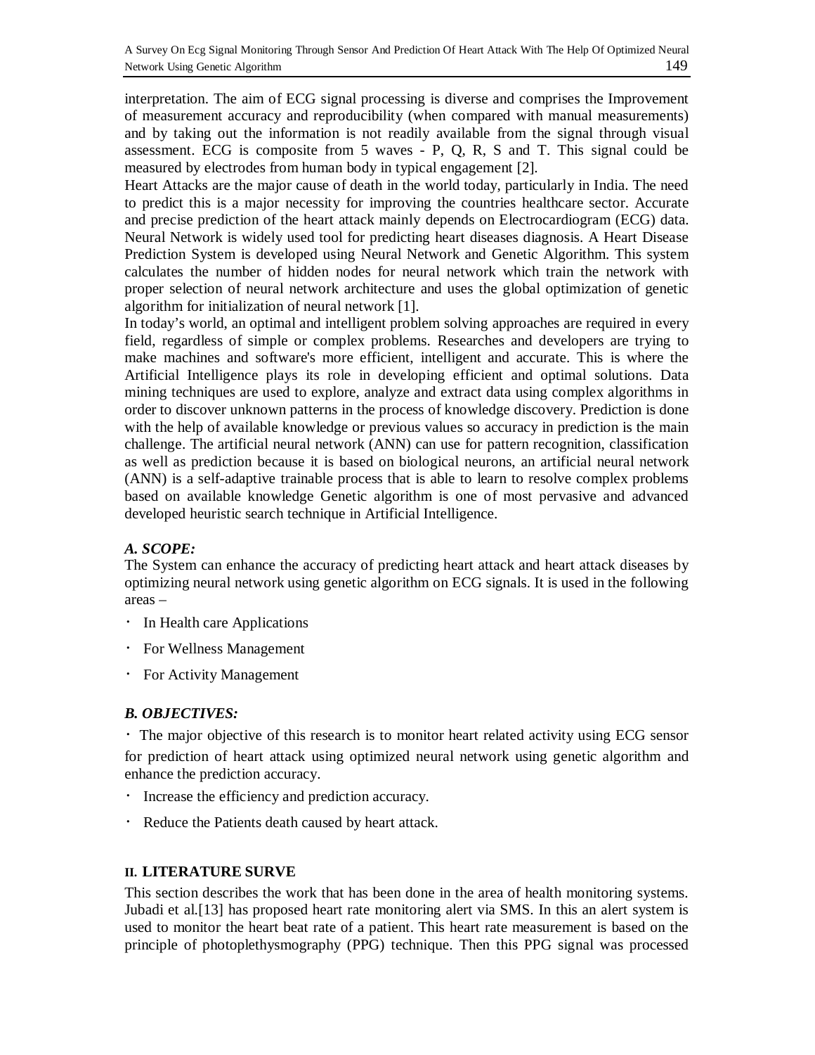interpretation. The aim of ECG signal processing is diverse and comprises the Improvement of measurement accuracy and reproducibility (when compared with manual measurements) and by taking out the information is not readily available from the signal through visual assessment. ECG is composite from 5 waves - P, Q, R, S and T. This signal could be measured by electrodes from human body in typical engagement [2].

Heart Attacks are the major cause of death in the world today, particularly in India. The need to predict this is a major necessity for improving the countries healthcare sector. Accurate and precise prediction of the heart attack mainly depends on Electrocardiogram (ECG) data. Neural Network is widely used tool for predicting heart diseases diagnosis. A Heart Disease Prediction System is developed using Neural Network and Genetic Algorithm. This system calculates the number of hidden nodes for neural network which train the network with proper selection of neural network architecture and uses the global optimization of genetic algorithm for initialization of neural network [1].

In today's world, an optimal and intelligent problem solving approaches are required in every field, regardless of simple or complex problems. Researches and developers are trying to make machines and software's more efficient, intelligent and accurate. This is where the Artificial Intelligence plays its role in developing efficient and optimal solutions. Data mining techniques are used to explore, analyze and extract data using complex algorithms in order to discover unknown patterns in the process of knowledge discovery. Prediction is done with the help of available knowledge or previous values so accuracy in prediction is the main challenge. The artificial neural network (ANN) can use for pattern recognition, classification as well as prediction because it is based on biological neurons, an artificial neural network (ANN) is a self-adaptive trainable process that is able to learn to resolve complex problems based on available knowledge Genetic algorithm is one of most pervasive and advanced developed heuristic search technique in Artificial Intelligence.

### *A. SCOPE:*

The System can enhance the accuracy of predicting heart attack and heart attack diseases by optimizing neural network using genetic algorithm on ECG signals. It is used in the following areas –

- In Health care Applications
- For Wellness Management
- For Activity Management

### *B. OBJECTIVES:*

- The major objective of this research is to monitor heart related activity using ECG sensor for prediction of heart attack using optimized neural network using genetic algorithm and enhance the prediction accuracy.
- Increase the efficiency and prediction accuracy.
- Reduce the Patients death caused by heart attack.

## II. LITERATURE SURVE

This section describes the work that has been done in the area of health monitoring systems. Jubadi et al.[13] has proposed heart rate monitoring alert via SMS. In this an alert system is used to monitor the heart beat rate of a patient. This heart rate measurement is based on the principle of photoplethysmography (PPG) technique. Then this PPG signal was processed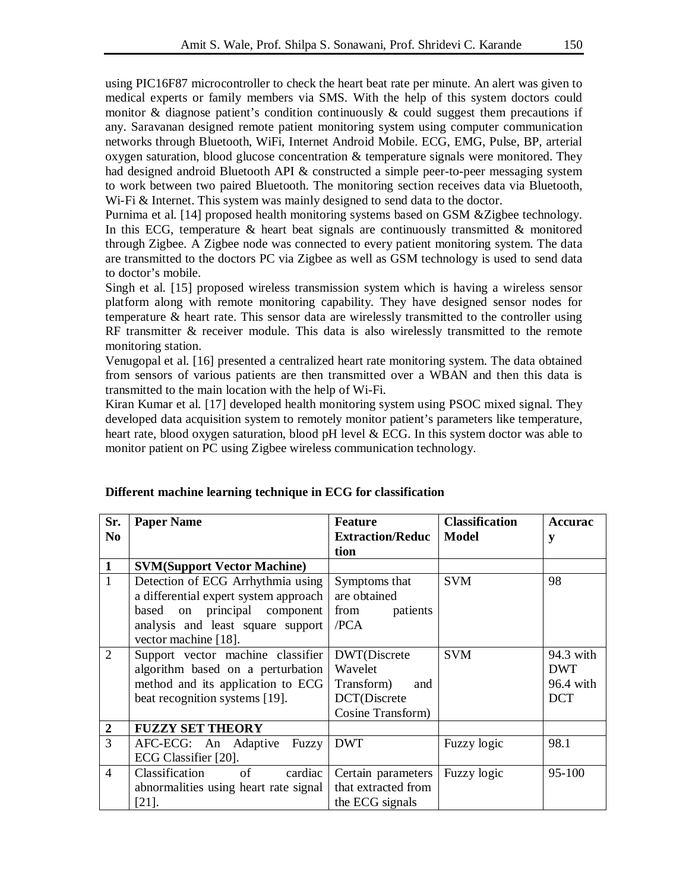using PIC16F87 microcontroller to check the heart beat rate per minute. An alert was given to medical experts or family members via SMS. With the help of this system doctors could monitor & diagnose patient's condition continuously & could suggest them precautions if any. Saravanan designed remote patient monitoring system using computer communication networks through Bluetooth, WiFi, Internet Android Mobile. ECG, EMG, Pulse, BP, arterial oxygen saturation, blood glucose concentration & temperature signals were monitored. They had designed android Bluetooth API & constructed a simple peer-to-peer messaging system to work between two paired Bluetooth. The monitoring section receives data via Bluetooth, Wi-Fi & Internet. This system was mainly designed to send data to the doctor.

Purnima et al. [14] proposed health monitoring systems based on GSM &Zigbee technology. In this ECG, temperature & heart beat signals are continuously transmitted & monitored through Zigbee. A Zigbee node was connected to every patient monitoring system. The data are transmitted to the doctors PC via Zigbee as well as GSM technology is used to send data to doctor's mobile.

Singh et al. [15] proposed wireless transmission system which is having a wireless sensor platform along with remote monitoring capability. They have designed sensor nodes for temperature & heart rate. This sensor data are wirelessly transmitted to the controller using RF transmitter & receiver module. This data is also wirelessly transmitted to the remote monitoring station.

Venugopal et al. [16] presented a centralized heart rate monitoring system. The data obtained from sensors of various patients are then transmitted over a WBAN and then this data is transmitted to the main location with the help of Wi-Fi.

Kiran Kumar et al. [17] developed health monitoring system using PSOC mixed signal. They developed data acquisition system to remotely monitor patient's parameters like temperature, heart rate, blood oxygen saturation, blood pH level & ECG. In this system doctor was able to monitor patient on PC using Zigbee wireless communication technology.

**Different machine learning technique in ECG for classification**

| Sr. No | Paper Name | Feature Extraction/Reduction | Classification Model | Accuracy |
|---|---|---|---|---|
| **1** | **SVM(Support Vector Machine)** | | | |
| 1 | Detection of ECG Arrhythmia using a differential expert system approach based on principal component analysis and least square support vector machine [18]. | Symptoms that are obtained from patients /PCA | SVM | 98 |
| 2 | Support vector machine classifier algorithm based on a perturbation method and its application to ECG beat recognition systems [19]. | DWT(Discrete Wavelet Transform) and DCT(Discrete Cosine Transform) | SVM | 94.3 with DWT 96.4 with DCT |
| **2** | **FUZZY SET THEORY** | | | |
| 3 | AFC-ECG: An Adaptive Fuzzy ECG Classifier [20]. | DWT | Fuzzy logic | 98.1 |
| 4 | Classification of cardiac abnormalities using heart rate signal [21]. | Certain parameters that extracted from the ECG signals | Fuzzy logic | 95-100 |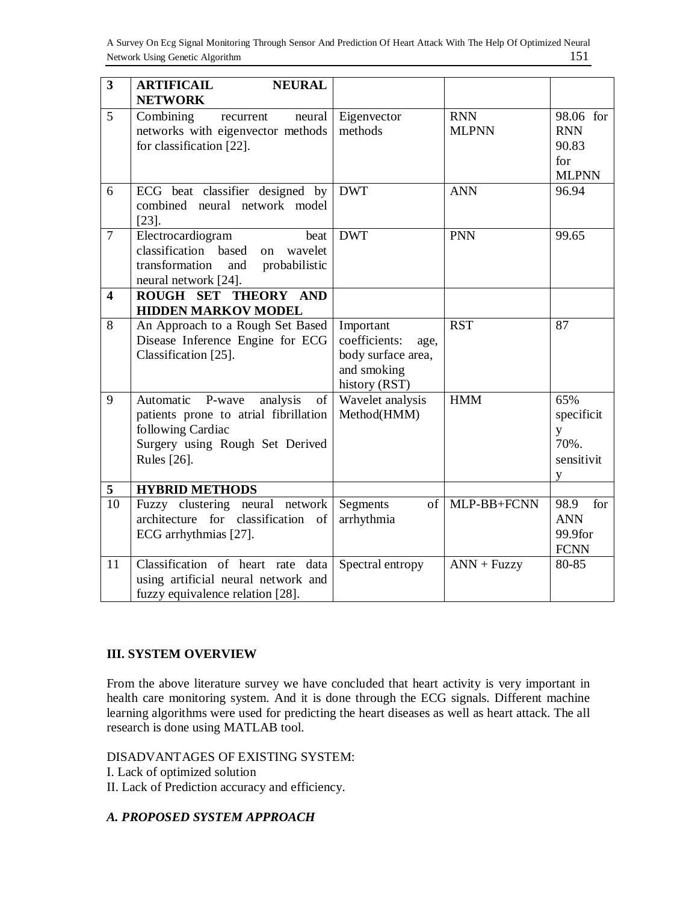| **3** | **ARTIFICAIL NEURAL NETWORK** | | | |
|---|---|---|---|---|
| 5 | Combining recurrent neural networks with eigenvector methods for classification [22]. | Eigenvector methods | RNN MLPNN | 98.06 for RNN 90.83 for MLPNN |
| 6 | ECG beat classifier designed by combined neural network model [23]. | DWT | ANN | 96.94 |
| 7 | Electrocardiogram beat classification based on wavelet transformation and probabilistic neural network [24]. | DWT | PNN | 99.65 |
| **4** | **ROUGH SET THEORY AND HIDDEN MARKOV MODEL** | | | |
| 8 | An Approach to a Rough Set Based Disease Inference Engine for ECG Classification [25]. | Important coefficients: age, body surface area, and smoking history (RST) | RST | 87 |
| 9 | Automatic P-wave analysis of patients prone to atrial fibrillation following Cardiac Surgery using Rough Set Derived Rules [26]. | Wavelet analysis Method(HMM) | HMM | 65% specificity 70%. sensitivity |
| **5** | **HYBRID METHODS** | | | |
| 10 | Fuzzy clustering neural network architecture for classification of ECG arrhythmias [27]. | Segments of arrhythmia | MLP-BB+FCNN | 98.9 for ANN 99.9for FCNN |
| 11 | Classification of heart rate data using artificial neural network and fuzzy equivalence relation [28]. | Spectral entropy | ANN + Fuzzy | 80-85 |

## III. SYSTEM OVERVIEW

From the above literature survey we have concluded that heart activity is very important in health care monitoring system. And it is done through the ECG signals. Different machine learning algorithms were used for predicting the heart diseases as well as heart attack. The all research is done using MATLAB tool.

DISADVANTAGES OF EXISTING SYSTEM:

I. Lack of optimized solution

II. Lack of Prediction accuracy and efficiency.

### *A. PROPOSED SYSTEM APPROACH*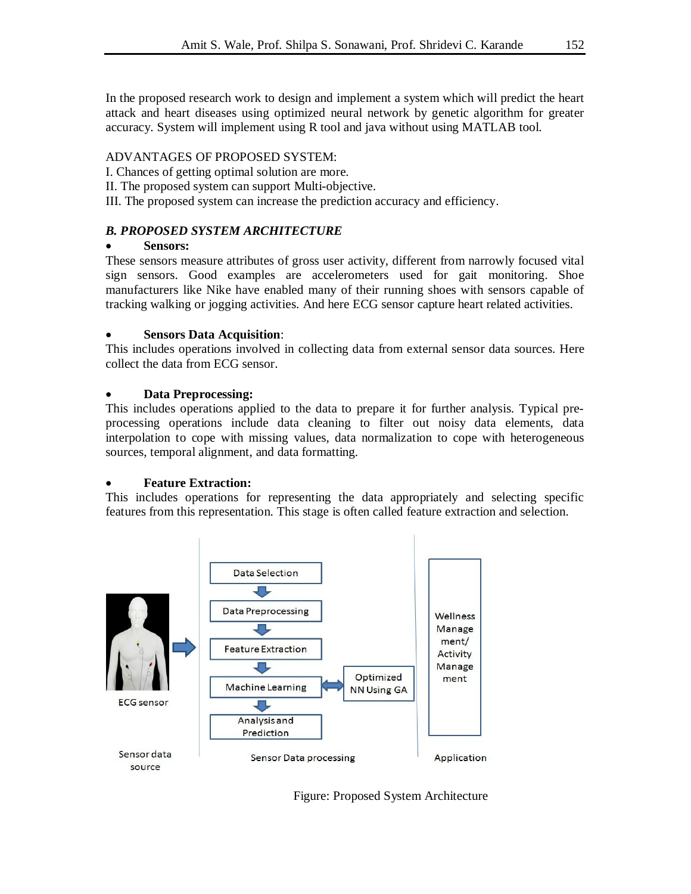In the proposed research work to design and implement a system which will predict the heart attack and heart diseases using optimized neural network by genetic algorithm for greater accuracy. System will implement using R tool and java without using MATLAB tool.

ADVANTAGES OF PROPOSED SYSTEM:
I. Chances of getting optimal solution are more.
II. The proposed system can support Multi-objective.
III. The proposed system can increase the prediction accuracy and efficiency.

### *B. PROPOSED SYSTEM ARCHITECTURE*

- **Sensors:**

These sensors measure attributes of gross user activity, different from narrowly focused vital sign sensors. Good examples are accelerometers used for gait monitoring. Shoe manufacturers like Nike have enabled many of their running shoes with sensors capable of tracking walking or jogging activities. And here ECG sensor capture heart related activities.

- **Sensors Data Acquisition**:

This includes operations involved in collecting data from external sensor data sources. Here collect the data from ECG sensor.

- **Data Preprocessing:**

This includes operations applied to the data to prepare it for further analysis. Typical pre-processing operations include data cleaning to filter out noisy data elements, data interpolation to cope with missing values, data normalization to cope with heterogeneous sources, temporal alignment, and data formatting.

- **Feature Extraction:**

This includes operations for representing the data appropriately and selecting specific features from this representation. This stage is often called feature extraction and selection.

Figure: Proposed System Architecture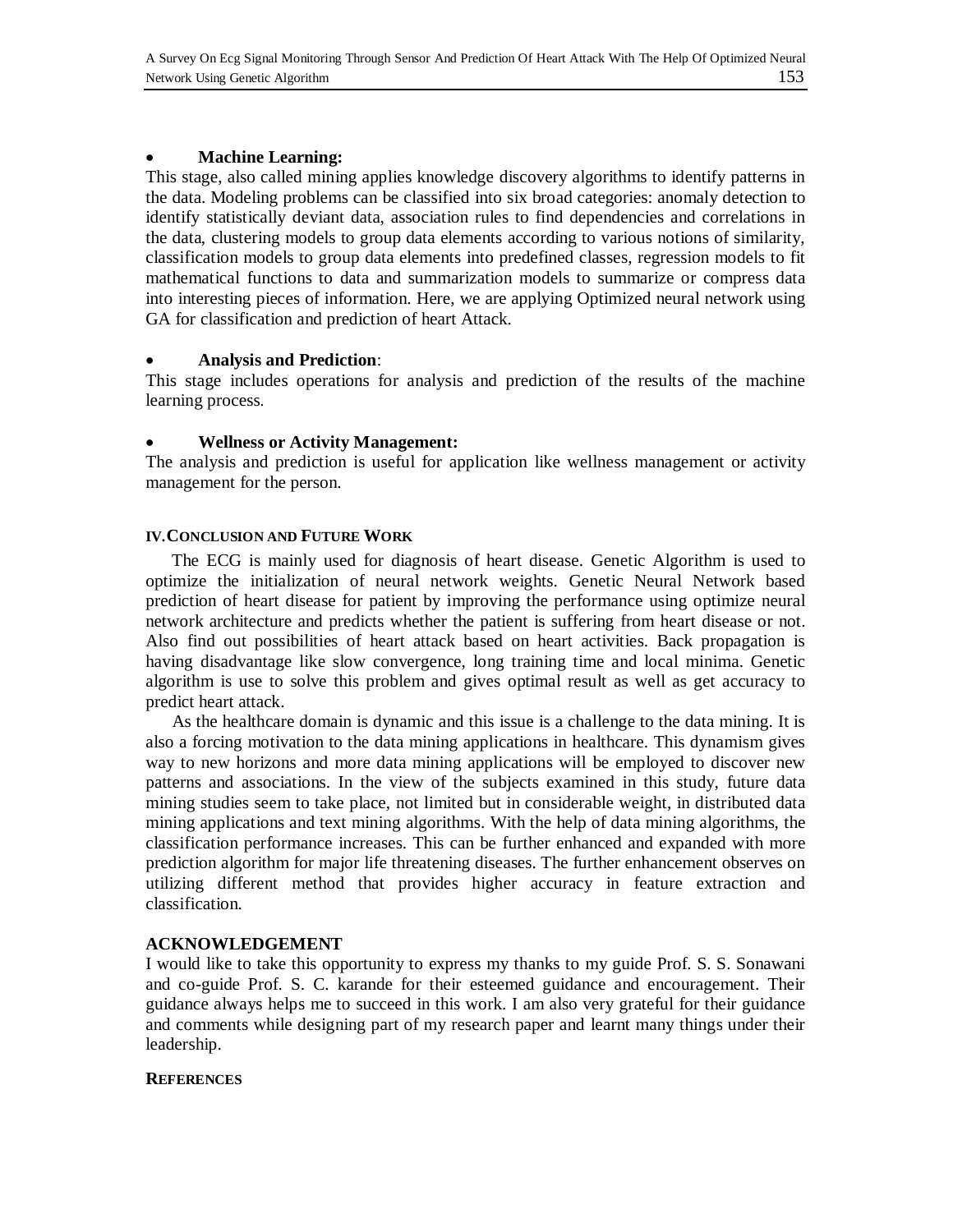- **Machine Learning:**

This stage, also called mining applies knowledge discovery algorithms to identify patterns in the data. Modeling problems can be classified into six broad categories: anomaly detection to identify statistically deviant data, association rules to find dependencies and correlations in the data, clustering models to group data elements according to various notions of similarity, classification models to group data elements into predefined classes, regression models to fit mathematical functions to data and summarization models to summarize or compress data into interesting pieces of information. Here, we are applying Optimized neural network using GA for classification and prediction of heart Attack.

- **Analysis and Prediction**:

This stage includes operations for analysis and prediction of the results of the machine learning process.

- **Wellness or Activity Management:**

The analysis and prediction is useful for application like wellness management or activity management for the person.

## IV. CONCLUSION AND FUTURE WORK

The ECG is mainly used for diagnosis of heart disease. Genetic Algorithm is used to optimize the initialization of neural network weights. Genetic Neural Network based prediction of heart disease for patient by improving the performance using optimize neural network architecture and predicts whether the patient is suffering from heart disease or not. Also find out possibilities of heart attack based on heart activities. Back propagation is having disadvantage like slow convergence, long training time and local minima. Genetic algorithm is use to solve this problem and gives optimal result as well as get accuracy to predict heart attack.

As the healthcare domain is dynamic and this issue is a challenge to the data mining. It is also a forcing motivation to the data mining applications in healthcare. This dynamism gives way to new horizons and more data mining applications will be employed to discover new patterns and associations. In the view of the subjects examined in this study, future data mining studies seem to take place, not limited but in considerable weight, in distributed data mining applications and text mining algorithms. With the help of data mining algorithms, the classification performance increases. This can be further enhanced and expanded with more prediction algorithm for major life threatening diseases. The further enhancement observes on utilizing different method that provides higher accuracy in feature extraction and classification.

## ACKNOWLEDGEMENT

I would like to take this opportunity to express my thanks to my guide Prof. S. S. Sonawani and co-guide Prof. S. C. karande for their esteemed guidance and encouragement. Their guidance always helps me to succeed in this work. I am also very grateful for their guidance and comments while designing part of my research paper and learnt many things under their leadership.

## REFERENCES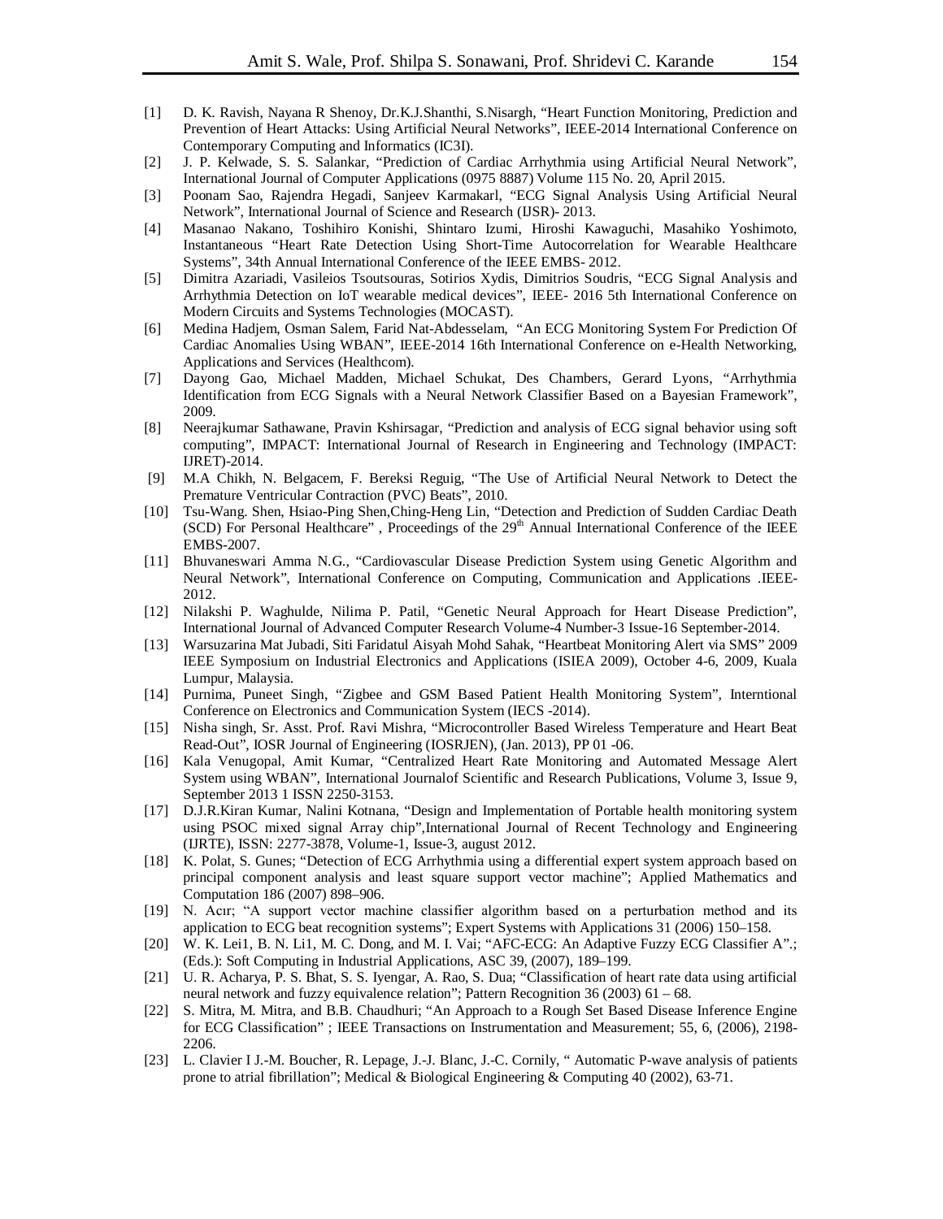[1] D. K. Ravish, Nayana R Shenoy, Dr.K.J.Shanthi, S.Nisargh, "Heart Function Monitoring, Prediction and Prevention of Heart Attacks: Using Artificial Neural Networks", IEEE-2014 International Conference on Contemporary Computing and Informatics (IC3I).

[2] J. P. Kelwade, S. S. Salankar, "Prediction of Cardiac Arrhythmia using Artificial Neural Network", International Journal of Computer Applications (0975 8887) Volume 115 No. 20, April 2015.

[3] Poonam Sao, Rajendra Hegadi, Sanjeev Karmakarl, "ECG Signal Analysis Using Artificial Neural Network", International Journal of Science and Research (IJSR)- 2013.

[4] Masanao Nakano, Toshihiro Konishi, Shintaro Izumi, Hiroshi Kawaguchi, Masahiko Yoshimoto, Instantaneous "Heart Rate Detection Using Short-Time Autocorrelation for Wearable Healthcare Systems", 34th Annual International Conference of the IEEE EMBS- 2012.

[5] Dimitra Azariadi, Vasileios Tsoutsouras, Sotirios Xydis, Dimitrios Soudris, "ECG Signal Analysis and Arrhythmia Detection on IoT wearable medical devices", IEEE- 2016 5th International Conference on Modern Circuits and Systems Technologies (MOCAST).

[6] Medina Hadjem, Osman Salem, Farid Nat-Abdesselam, "An ECG Monitoring System For Prediction Of Cardiac Anomalies Using WBAN", IEEE-2014 16th International Conference on e-Health Networking, Applications and Services (Healthcom).

[7] Dayong Gao, Michael Madden, Michael Schukat, Des Chambers, Gerard Lyons, "Arrhythmia Identification from ECG Signals with a Neural Network Classifier Based on a Bayesian Framework", 2009.

[8] Neerajkumar Sathawane, Pravin Kshirsagar, "Prediction and analysis of ECG signal behavior using soft computing", IMPACT: International Journal of Research in Engineering and Technology (IMPACT: IJRET)-2014.

[9] M.A Chikh, N. Belgacem, F. Bereksi Reguig, "The Use of Artificial Neural Network to Detect the Premature Ventricular Contraction (PVC) Beats", 2010.

[10] Tsu-Wang. Shen, Hsiao-Ping Shen,Ching-Heng Lin, "Detection and Prediction of Sudden Cardiac Death (SCD) For Personal Healthcare" , Proceedings of the 29th Annual International Conference of the IEEE EMBS-2007.

[11] Bhuvaneswari Amma N.G., "Cardiovascular Disease Prediction System using Genetic Algorithm and Neural Network", International Conference on Computing, Communication and Applications .IEEE-2012.

[12] Nilakshi P. Waghulde, Nilima P. Patil, "Genetic Neural Approach for Heart Disease Prediction", International Journal of Advanced Computer Research Volume-4 Number-3 Issue-16 September-2014.

[13] Warsuzarina Mat Jubadi, Siti Faridatul Aisyah Mohd Sahak, "Heartbeat Monitoring Alert via SMS" 2009 IEEE Symposium on Industrial Electronics and Applications (ISIEA 2009), October 4-6, 2009, Kuala Lumpur, Malaysia.

[14] Purnima, Puneet Singh, "Zigbee and GSM Based Patient Health Monitoring System", Interntional Conference on Electronics and Communication System (IECS -2014).

[15] Nisha singh, Sr. Asst. Prof. Ravi Mishra, "Microcontroller Based Wireless Temperature and Heart Beat Read-Out", IOSR Journal of Engineering (IOSRJEN), (Jan. 2013), PP 01 -06.

[16] Kala Venugopal, Amit Kumar, "Centralized Heart Rate Monitoring and Automated Message Alert System using WBAN", International Journalof Scientific and Research Publications, Volume 3, Issue 9, September 2013 1 ISSN 2250-3153.

[17] D.J.R.Kiran Kumar, Nalini Kotnana, "Design and Implementation of Portable health monitoring system using PSOC mixed signal Array chip",International Journal of Recent Technology and Engineering (IJRTE), ISSN: 2277-3878, Volume-1, Issue-3, august 2012.

[18] K. Polat, S. Gunes; "Detection of ECG Arrhythmia using a differential expert system approach based on principal component analysis and least square support vector machine"; Applied Mathematics and Computation 186 (2007) 898–906.

[19] N. Acır; "A support vector machine classifier algorithm based on a perturbation method and its application to ECG beat recognition systems"; Expert Systems with Applications 31 (2006) 150–158.

[20] W. K. Lei1, B. N. Li1, M. C. Dong, and M. I. Vai; "AFC-ECG: An Adaptive Fuzzy ECG Classifier A".; (Eds.): Soft Computing in Industrial Applications, ASC 39, (2007), 189–199.

[21] U. R. Acharya, P. S. Bhat, S. S. Iyengar, A. Rao, S. Dua; "Classification of heart rate data using artificial neural network and fuzzy equivalence relation"; Pattern Recognition 36 (2003) 61 – 68.

[22] S. Mitra, M. Mitra, and B.B. Chaudhuri; "An Approach to a Rough Set Based Disease Inference Engine for ECG Classification" ; IEEE Transactions on Instrumentation and Measurement; 55, 6, (2006), 2198-2206.

[23] L. Clavier I J.-M. Boucher, R. Lepage, J.-J. Blanc, J.-C. Cornily, " Automatic P-wave analysis of patients prone to atrial fibrillation"; Medical & Biological Engineering & Computing 40 (2002), 63-71.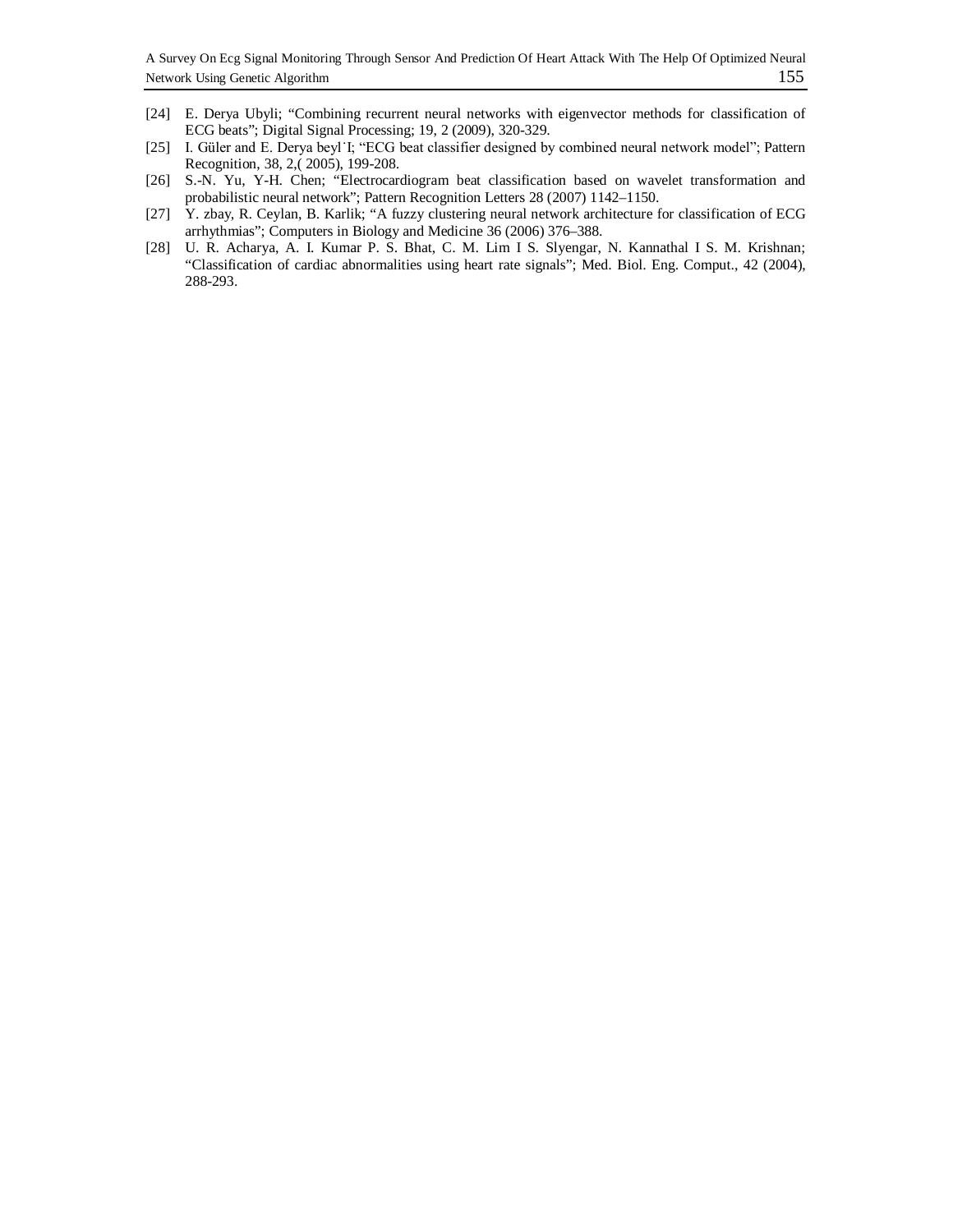[24] E. Derya Ubyli; "Combining recurrent neural networks with eigenvector methods for classification of ECG beats"; Digital Signal Processing; 19, 2 (2009), 320-329.

[25] I. Güler and E. Derya beyl˙I; "ECG beat classifier designed by combined neural network model"; Pattern Recognition, 38, 2,( 2005), 199-208.

[26] S.-N. Yu, Y-H. Chen; "Electrocardiogram beat classification based on wavelet transformation and probabilistic neural network"; Pattern Recognition Letters 28 (2007) 1142–1150.

[27] Y. zbay, R. Ceylan, B. Karlik; "A fuzzy clustering neural network architecture for classification of ECG arrhythmias"; Computers in Biology and Medicine 36 (2006) 376–388.

[28] U. R. Acharya, A. I. Kumar P. S. Bhat, C. M. Lim I S. Slyengar, N. Kannathal I S. M. Krishnan; "Classification of cardiac abnormalities using heart rate signals"; Med. Biol. Eng. Comput., 42 (2004), 288-293.